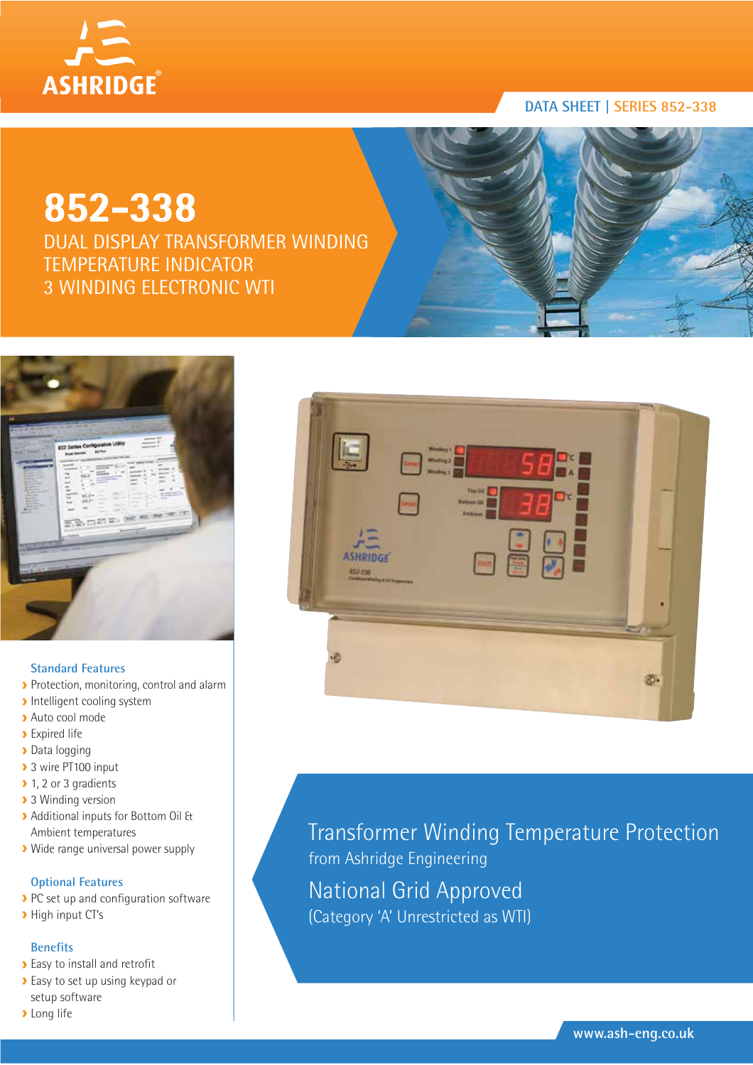ASHRIDGE®

DATA SHEET | SERIES 852-338

# 852-338

## DUAL DISPLAY TRANSFORMER WINDING TEMPERATURE INDICATOR 3 WINDING ELECTRONIC WTI

### Standard Features

- Protection, monitoring, control and alarm
- Intelligent cooling system
- Auto cool mode
- Expired life
- Data logging
- 3 wire PT100 input
- 1, 2 or 3 gradients
- 3 Winding version
- Additional inputs for Bottom Oil & Ambient temperatures
- Wide range universal power supply

### Optional Features

- PC set up and configuration software
- High input CT's

### Benefits

- Easy to install and retrofit
- Easy to set up using keypad or setup software
- Long life

## Transformer Winding Temperature Protection

from Ashridge Engineering

## National Grid Approved

(Category 'A' Unrestricted as WTI)

www.ash-eng.co.uk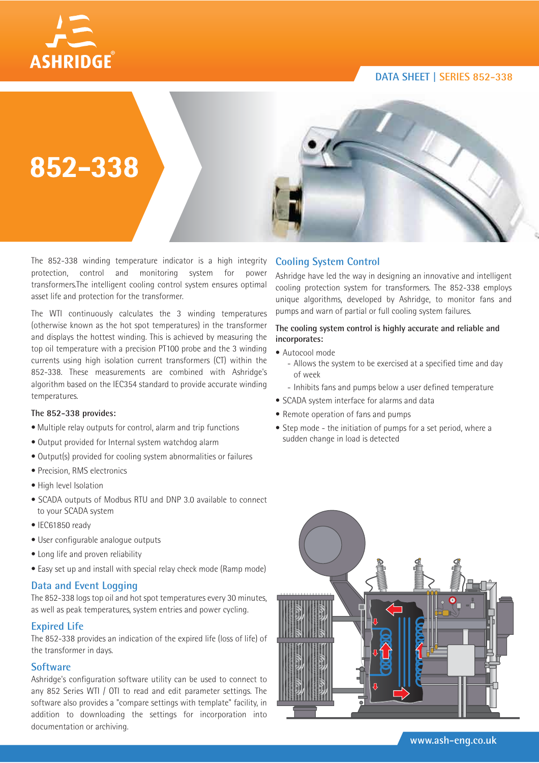# 852-338

The 852-338 winding temperature indicator is a high integrity protection, control and monitoring system for power transformers.The intelligent cooling control system ensures optimal asset life and protection for the transformer.

The WTI continuously calculates the 3 winding temperatures (otherwise known as the hot spot temperatures) in the transformer and displays the hottest winding. This is achieved by measuring the top oil temperature with a precision PT100 probe and the 3 winding currents using high isolation current transformers (CT) within the 852-338. These measurements are combined with Ashridge's algorithm based on the IEC354 standard to provide accurate winding temperatures.

**The 852-338 provides:**

- Multiple relay outputs for control, alarm and trip functions
- Output provided for Internal system watchdog alarm
- Output(s) provided for cooling system abnormalities or failures
- Precision, RMS electronics
- High level Isolation
- SCADA outputs of Modbus RTU and DNP 3.0 available to connect to your SCADA system
- IEC61850 ready
- User configurable analogue outputs
- Long life and proven reliability
- Easy set up and install with special relay check mode (Ramp mode)

## Data and Event Logging

The 852-338 logs top oil and hot spot temperatures every 30 minutes, as well as peak temperatures, system entries and power cycling.

## Expired Life

The 852-338 provides an indication of the expired life (loss of life) of the transformer in days.

## Software

Ashridge's configuration software utility can be used to connect to any 852 Series WTI / OTI to read and edit parameter settings. The software also provides a "compare settings with template" facility, in addition to downloading the settings for incorporation into documentation or archiving.

## Cooling System Control

Ashridge have led the way in designing an innovative and intelligent cooling protection system for transformers. The 852-338 employs unique algorithms, developed by Ashridge, to monitor fans and pumps and warn of partial or full cooling system failures.

**The cooling system control is highly accurate and reliable and incorporates:**

- Autocool mode
  - Allows the system to be exercised at a specified time and day of week
  - Inhibits fans and pumps below a user defined temperature
- SCADA system interface for alarms and data
- Remote operation of fans and pumps
- Step mode - the initiation of pumps for a set period, where a sudden change in load is detected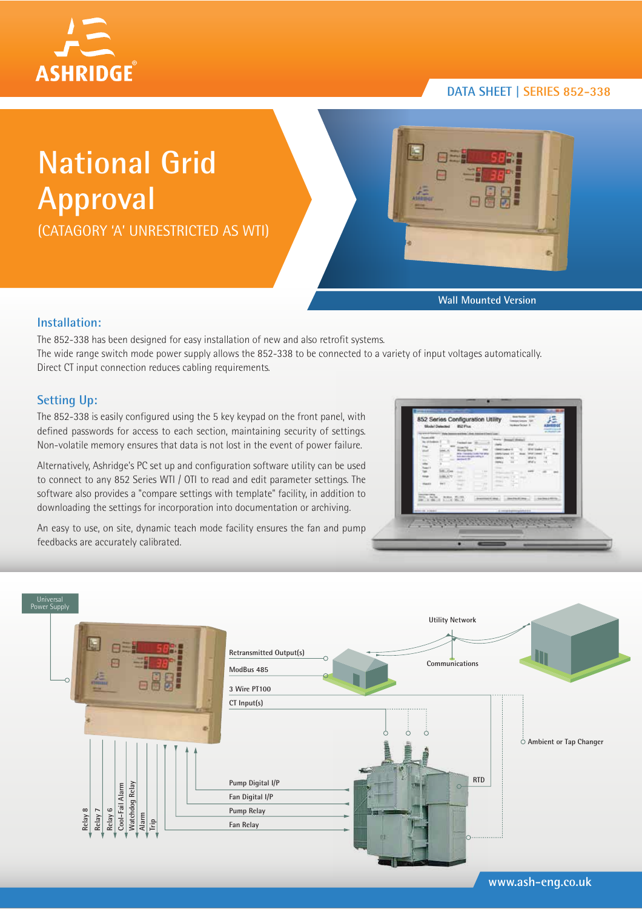DATA SHEET | SERIES 852-338

# National Grid Approval

(CATAGORY 'A' UNRESTRICTED AS WTI)

Wall Mounted Version

## Installation:

The 852-338 has been designed for easy installation of new and also retrofit systems.
The wide range switch mode power supply allows the 852-338 to be connected to a variety of input voltages automatically.
Direct CT input connection reduces cabling requirements.

## Setting Up:

The 852-338 is easily configured using the 5 key keypad on the front panel, with defined passwords for access to each section, maintaining security of settings. Non-volatile memory ensures that data is not lost in the event of power failure.

Alternatively, Ashridge's PC set up and configuration software utility can be used to connect to any 852 Series WTI / OTI to read and edit parameter settings. The software also provides a "compare settings with template" facility, in addition to downloading the settings for incorporation into documentation or archiving.

An easy to use, on site, dynamic teach mode facility ensures the fan and pump feedbacks are accurately calibrated.

Universal Power Supply

Retransmitted Output(s)

ModBus 485

3 Wire PT100

CT Input(s)

Utility Network

Communications

Ambient or Tap Changer

RTD

Pump Digital I/P

Fan Digital I/P

Pump Relay

Fan Relay

Relay 8

Relay 7

Relay 6

Cool-Fail Alarm

Watchdog Relay

Alarm

Trip

www.ash-eng.co.uk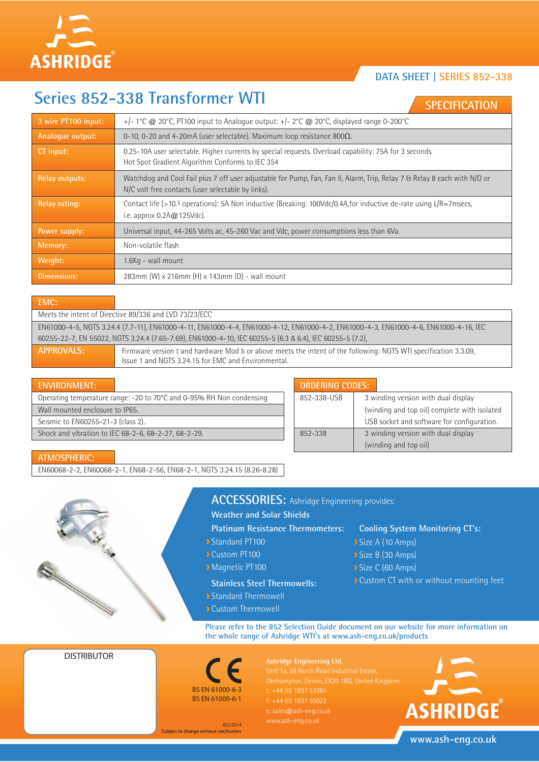DATA SHEET | SERIES 852-338

# Series 852-338 Transformer WTI

## SPECIFICATION

| | |
|---|---|
| 3 wire PT100 input: | +/- 1°C @ 20°C, PT100 input to Analogue output: +/- 2°C @ 20°C, displayed range 0-200°C |
| Analogue output: | 0-10, 0-20 and 4-20mA (user selectable). Maximum loop resistance 800Ω. |
| CT input: | 0.25-10A user selectable. Higher currents by special requests. Overload capability: 75A for 3 seconds. Hot Spot Gradient Algorithm Conforms to IEC 354 |
| Relay outputs: | Watchdog and Cool Fail plus 7 off user adjustable for Pump, Fan, Fan II, Alarm, Trip, Relay 7 & Relay 8 each with N/O or N/C volt free contacts (user selectable by links). |
| Relay rating: | Contact life (>$10^5$ operations): 5A Non inductive (Breaking: 100Vdc/0.4A,for inductive de-rate using L/R=7msecs, i.e. approx 0.2A@125Vdc). |
| Power supply: | Universal input, 44-265 Volts ac, 45-260 Vac and Vdc, power consumptions less than 6Va. |
| Memory: | Non-volatile flash |
| Weight: | 1.6Kg - wall mount |
| Dimensions: | 283mm (W) x 216mm (H) x 143mm (D) - wall mount |

### EMC:

Meets the intent of Directive 89/336 and LVD 73/23/ECC

EN61000-4-5, NGTS 3.24.4 (7.7-11), EN61000-4-11, EN61000-4-4, EN61000-4-12, EN61000-4-2, EN61000-4-3, EN61000-4-6, EN61000-4-16, IEC 60255-22-7, EN 55022, NGTS 3.24.4 (7.65-7.69), EN61000-4-10, IEC 60255-5 (6.3 & 6.4), IEC 60255-5 (7.2),

**APPROVALS:** Firmware version t and hardware Mod b or above meets the intent of the following: NGTS WTI specification 3.3.09, Issue 1 and NGTS 3.24.15 for EMC and Environmental.

### ENVIRONMENT:

- Operating temperature range: -20 to 70°C and 0-95% RH Non condensing
- Wall mounted enclosure to IP65.
- Seismic to EN60255-21-3 (class 2).
- Shock and vibration to IEC 68-2-6, 68-2-27, 68-2-29.

### ATMOSPHERIC:

EN60068-2-2, EN60068-2-1, EN68-2-56, EN68-2-1, NGTS 3.24.15 (8.26-8.28)

### ORDERING CODES:

| | |
|---|---|
| 852-338-USB | 3 winding version with dual display (winding and top oil) complete with isolated USB socket and software for configuration. |
| 852-338 | 3 winding version with dual display (winding and top oil) |

## ACCESSORIES: Ashridge Engineering provides:

**Weather and Solar Shields**

**Platinum Resistance Thermometers:**
- Standard PT100
- Custom PT100
- Magnetic PT100

**Stainless Steel Thermowells:**
- Standard Thermowell
- Custom Thermowell

**Cooling System Monitoring CT's:**
- Size A (10 Amps)
- Size B (30 Amps)
- Size C (60 Amps)
- Custom CT with or without mounting feet

**Please refer to the 852 Selection Guide document on our website for more information on the whole range of Ashridge WTI's at www.ash-eng.co.uk/products**

DISTRIBUTOR

BS EN 61000-6-3
BS EN 61000-6-1

852-0214
Subject to change without notification

**Ashridge Engineering Ltd.**
Unit 1a, 58 North Road Industrial Estate,
Okehampton, Devon, EX20 1BQ, United Kingdom
t: +44 (0) 1837 53381
f: +44 (0) 1837 55022
e: sales@ash-eng.co.uk
www.ash-eng.co.uk

www.ash-eng.co.uk